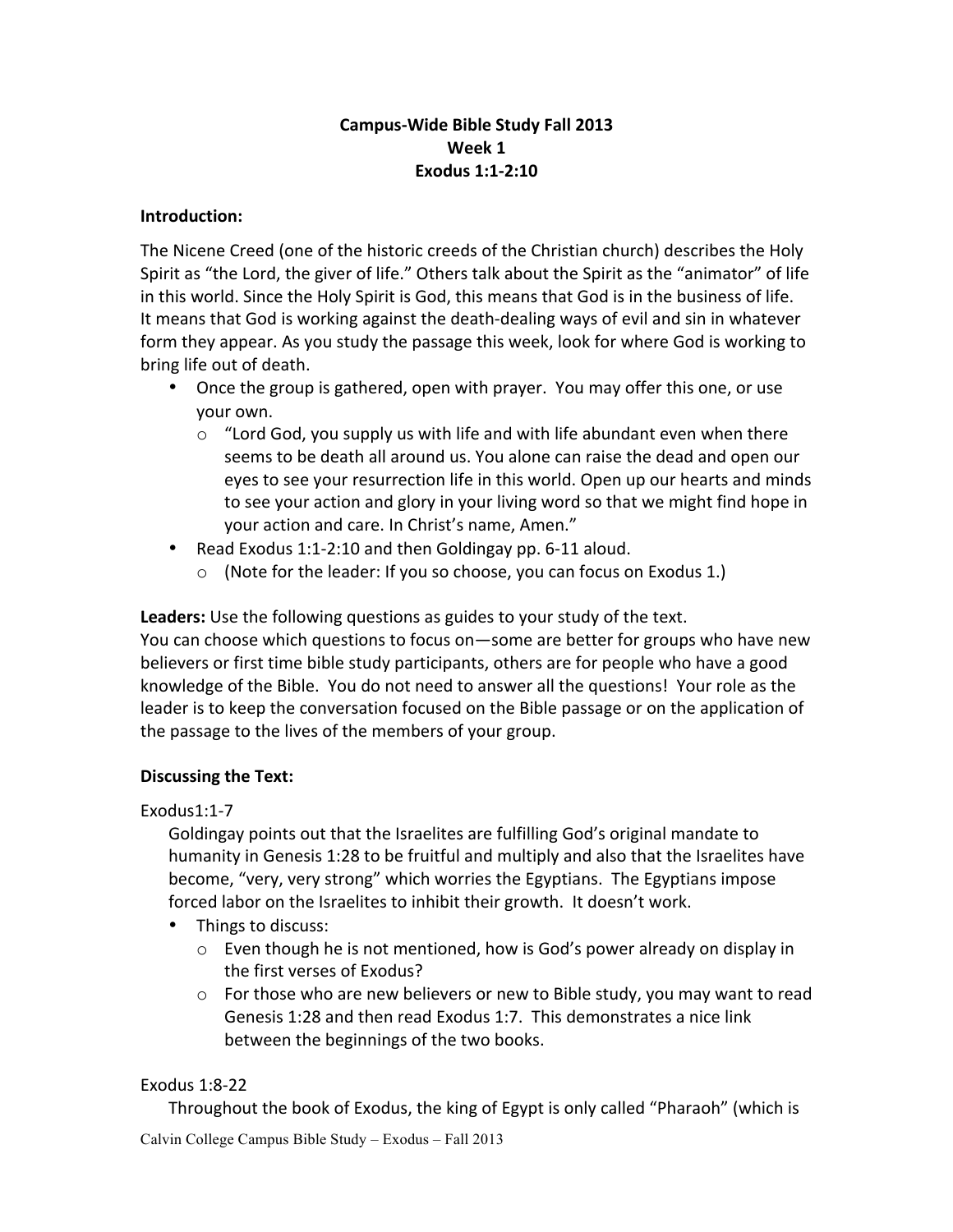**Campus-Wide Bible Study Fall 2013**
**Week 1**
**Exodus 1:1-2:10**

**Introduction:**

The Nicene Creed (one of the historic creeds of the Christian church) describes the Holy Spirit as "the Lord, the giver of life." Others talk about the Spirit as the "animator" of life in this world. Since the Holy Spirit is God, this means that God is in the business of life. It means that God is working against the death-dealing ways of evil and sin in whatever form they appear. As you study the passage this week, look for where God is working to bring life out of death.

- Once the group is gathered, open with prayer. You may offer this one, or use your own.
  - "Lord God, you supply us with life and with life abundant even when there seems to be death all around us. You alone can raise the dead and open our eyes to see your resurrection life in this world. Open up our hearts and minds to see your action and glory in your living word so that we might find hope in your action and care. In Christ's name, Amen."
- Read Exodus 1:1-2:10 and then Goldingay pp. 6-11 aloud.
  - (Note for the leader: If you so choose, you can focus on Exodus 1.)

**Leaders:** Use the following questions as guides to your study of the text.
You can choose which questions to focus on—some are better for groups who have new believers or first time bible study participants, others are for people who have a good knowledge of the Bible. You do not need to answer all the questions! Your role as the leader is to keep the conversation focused on the Bible passage or on the application of the passage to the lives of the members of your group.

**Discussing the Text:**

Exodus1:1-7

Goldingay points out that the Israelites are fulfilling God's original mandate to humanity in Genesis 1:28 to be fruitful and multiply and also that the Israelites have become, "very, very strong" which worries the Egyptians. The Egyptians impose forced labor on the Israelites to inhibit their growth. It doesn't work.

- Things to discuss:
  - Even though he is not mentioned, how is God's power already on display in the first verses of Exodus?
  - For those who are new believers or new to Bible study, you may want to read Genesis 1:28 and then read Exodus 1:7. This demonstrates a nice link between the beginnings of the two books.

Exodus 1:8-22

Throughout the book of Exodus, the king of Egypt is only called "Pharaoh" (which is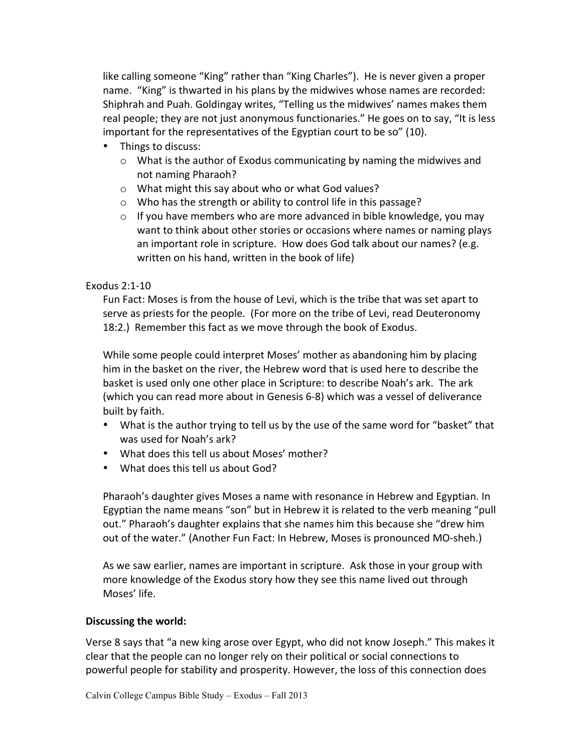like calling someone "King" rather than "King Charles"). He is never given a proper name. "King" is thwarted in his plans by the midwives whose names are recorded: Shiphrah and Puah. Goldingay writes, "Telling us the midwives' names makes them real people; they are not just anonymous functionaries." He goes on to say, "It is less important for the representatives of the Egyptian court to be so" (10).

- Things to discuss:
  - What is the author of Exodus communicating by naming the midwives and not naming Pharaoh?
  - What might this say about who or what God values?
  - Who has the strength or ability to control life in this passage?
  - If you have members who are more advanced in bible knowledge, you may want to think about other stories or occasions where names or naming plays an important role in scripture. How does God talk about our names? (e.g. written on his hand, written in the book of life)

Exodus 2:1-10

Fun Fact: Moses is from the house of Levi, which is the tribe that was set apart to serve as priests for the people. (For more on the tribe of Levi, read Deuteronomy 18:2.) Remember this fact as we move through the book of Exodus.

While some people could interpret Moses' mother as abandoning him by placing him in the basket on the river, the Hebrew word that is used here to describe the basket is used only one other place in Scripture: to describe Noah's ark. The ark (which you can read more about in Genesis 6-8) which was a vessel of deliverance built by faith.

- What is the author trying to tell us by the use of the same word for "basket" that was used for Noah's ark?
- What does this tell us about Moses' mother?
- What does this tell us about God?

Pharaoh's daughter gives Moses a name with resonance in Hebrew and Egyptian. In Egyptian the name means "son" but in Hebrew it is related to the verb meaning "pull out." Pharaoh's daughter explains that she names him this because she "drew him out of the water." (Another Fun Fact: In Hebrew, Moses is pronounced MO-sheh.)

As we saw earlier, names are important in scripture. Ask those in your group with more knowledge of the Exodus story how they see this name lived out through Moses' life.

**Discussing the world:**

Verse 8 says that "a new king arose over Egypt, who did not know Joseph." This makes it clear that the people can no longer rely on their political or social connections to powerful people for stability and prosperity. However, the loss of this connection does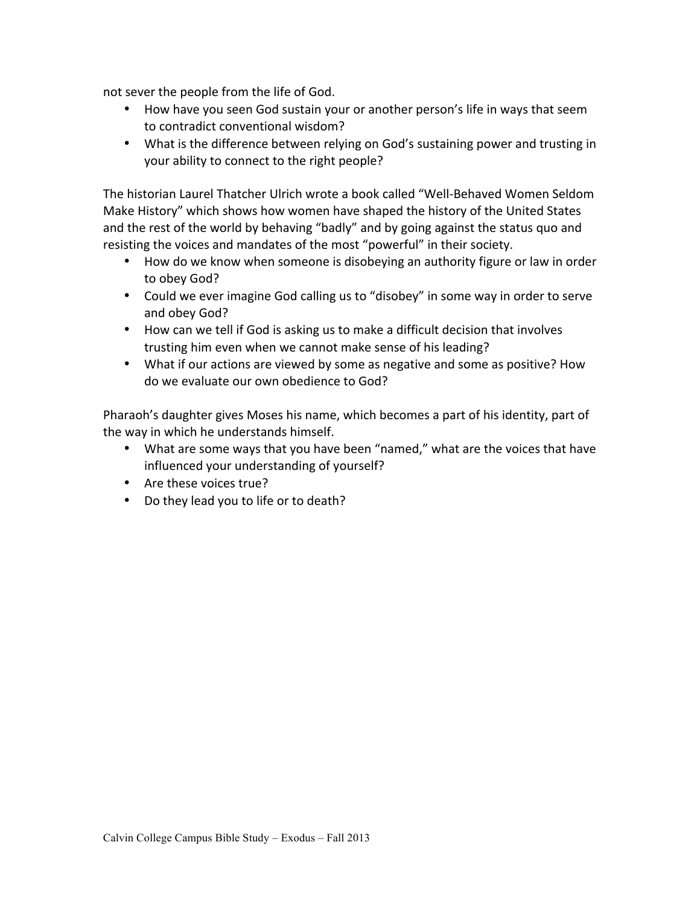not sever the people from the life of God.

- How have you seen God sustain your or another person's life in ways that seem to contradict conventional wisdom?
- What is the difference between relying on God's sustaining power and trusting in your ability to connect to the right people?

The historian Laurel Thatcher Ulrich wrote a book called "Well-Behaved Women Seldom Make History" which shows how women have shaped the history of the United States and the rest of the world by behaving "badly" and by going against the status quo and resisting the voices and mandates of the most "powerful" in their society.

- How do we know when someone is disobeying an authority figure or law in order to obey God?
- Could we ever imagine God calling us to "disobey" in some way in order to serve and obey God?
- How can we tell if God is asking us to make a difficult decision that involves trusting him even when we cannot make sense of his leading?
- What if our actions are viewed by some as negative and some as positive? How do we evaluate our own obedience to God?

Pharaoh's daughter gives Moses his name, which becomes a part of his identity, part of the way in which he understands himself.

- What are some ways that you have been "named," what are the voices that have influenced your understanding of yourself?
- Are these voices true?
- Do they lead you to life or to death?